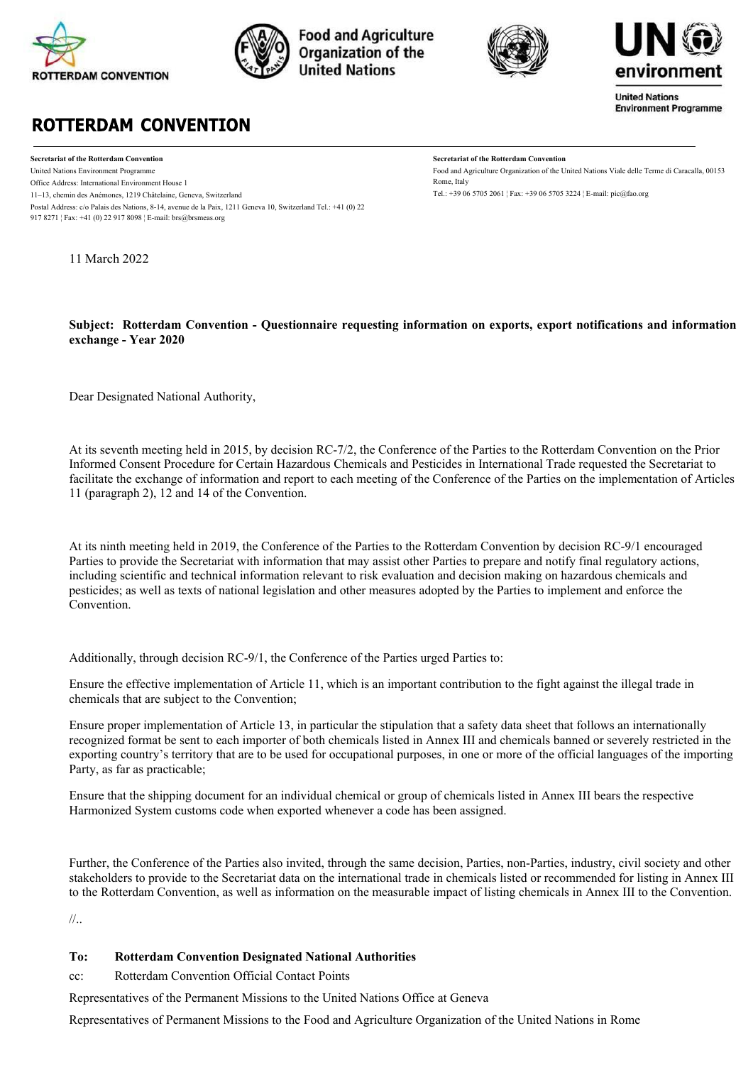ROTTERDAM CONVENTION

Food and Agriculture Organization of the United Nations

UN environment

United Nations Environment Programme

# ROTTERDAM CONVENTION

**Secretariat of the Rotterdam Convention**
United Nations Environment Programme
Office Address: International Environment House 1
11–13, chemin des Anémones, 1219 Châtelaine, Geneva, Switzerland
Postal Address: c/o Palais des Nations, 8-14, avenue de la Paix, 1211 Geneva 10, Switzerland Tel.: +41 (0) 22 917 8271 ¦ Fax: +41 (0) 22 917 8098 ¦ E-mail: brs@brsmeas.org

**Secretariat of the Rotterdam Convention**
Food and Agriculture Organization of the United Nations Viale delle Terme di Caracalla, 00153 Rome, Italy
Tel.: +39 06 5705 2061 ¦ Fax: +39 06 5705 3224 ¦ E-mail: pic@fao.org

11 March 2022

**Subject: Rotterdam Convention - Questionnaire requesting information on exports, export notifications and information exchange - Year 2020**

Dear Designated National Authority,

At its seventh meeting held in 2015, by decision RC-7/2, the Conference of the Parties to the Rotterdam Convention on the Prior Informed Consent Procedure for Certain Hazardous Chemicals and Pesticides in International Trade requested the Secretariat to facilitate the exchange of information and report to each meeting of the Conference of the Parties on the implementation of Articles 11 (paragraph 2), 12 and 14 of the Convention.

At its ninth meeting held in 2019, the Conference of the Parties to the Rotterdam Convention by decision RC-9/1 encouraged Parties to provide the Secretariat with information that may assist other Parties to prepare and notify final regulatory actions, including scientific and technical information relevant to risk evaluation and decision making on hazardous chemicals and pesticides; as well as texts of national legislation and other measures adopted by the Parties to implement and enforce the Convention.

Additionally, through decision RC-9/1, the Conference of the Parties urged Parties to:

Ensure the effective implementation of Article 11, which is an important contribution to the fight against the illegal trade in chemicals that are subject to the Convention;

Ensure proper implementation of Article 13, in particular the stipulation that a safety data sheet that follows an internationally recognized format be sent to each importer of both chemicals listed in Annex III and chemicals banned or severely restricted in the exporting country's territory that are to be used for occupational purposes, in one or more of the official languages of the importing Party, as far as practicable;

Ensure that the shipping document for an individual chemical or group of chemicals listed in Annex III bears the respective Harmonized System customs code when exported whenever a code has been assigned.

Further, the Conference of the Parties also invited, through the same decision, Parties, non-Parties, industry, civil society and other stakeholders to provide to the Secretariat data on the international trade in chemicals listed or recommended for listing in Annex III to the Rotterdam Convention, as well as information on the measurable impact of listing chemicals in Annex III to the Convention.

//..

**To: Rotterdam Convention Designated National Authorities**

cc: Rotterdam Convention Official Contact Points

Representatives of the Permanent Missions to the United Nations Office at Geneva

Representatives of Permanent Missions to the Food and Agriculture Organization of the United Nations in Rome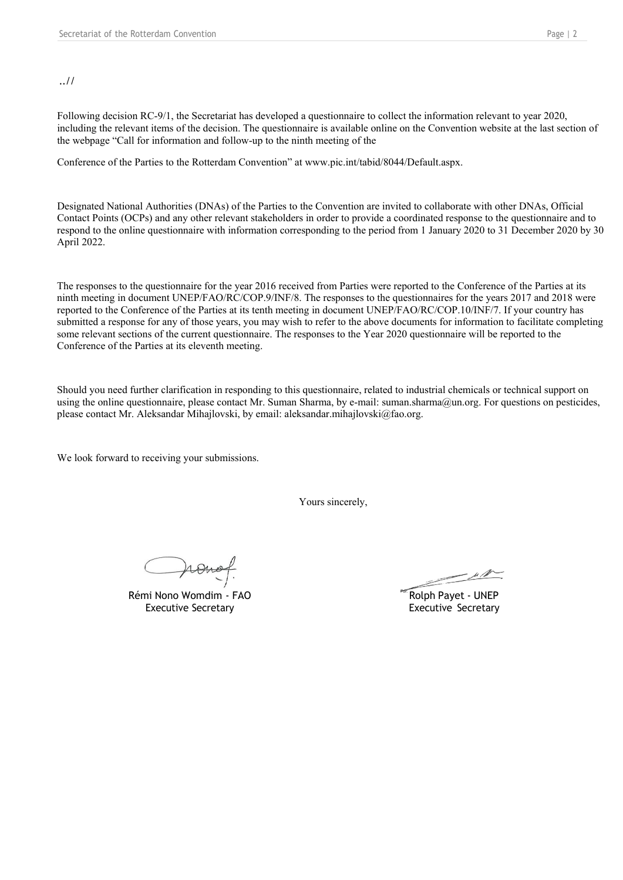..//

Following decision RC-9/1, the Secretariat has developed a questionnaire to collect the information relevant to year 2020, including the relevant items of the decision. The questionnaire is available online on the Convention website at the last section of the webpage "Call for information and follow-up to the ninth meeting of the

Conference of the Parties to the Rotterdam Convention" at www.pic.int/tabid/8044/Default.aspx.

Designated National Authorities (DNAs) of the Parties to the Convention are invited to collaborate with other DNAs, Official Contact Points (OCPs) and any other relevant stakeholders in order to provide a coordinated response to the questionnaire and to respond to the online questionnaire with information corresponding to the period from 1 January 2020 to 31 December 2020 by 30 April 2022.

The responses to the questionnaire for the year 2016 received from Parties were reported to the Conference of the Parties at its ninth meeting in document UNEP/FAO/RC/COP.9/INF/8. The responses to the questionnaires for the years 2017 and 2018 were reported to the Conference of the Parties at its tenth meeting in document UNEP/FAO/RC/COP.10/INF/7. If your country has submitted a response for any of those years, you may wish to refer to the above documents for information to facilitate completing some relevant sections of the current questionnaire. The responses to the Year 2020 questionnaire will be reported to the Conference of the Parties at its eleventh meeting.

Should you need further clarification in responding to this questionnaire, related to industrial chemicals or technical support on using the online questionnaire, please contact Mr. Suman Sharma, by e-mail: suman.sharma@un.org. For questions on pesticides, please contact Mr. Aleksandar Mihajlovski, by email: aleksandar.mihajlovski@fao.org.

We look forward to receiving your submissions.

Yours sincerely,

Rémi Nono Womdim - FAO
Executive Secretary

Rolph Payet - UNEP
Executive Secretary